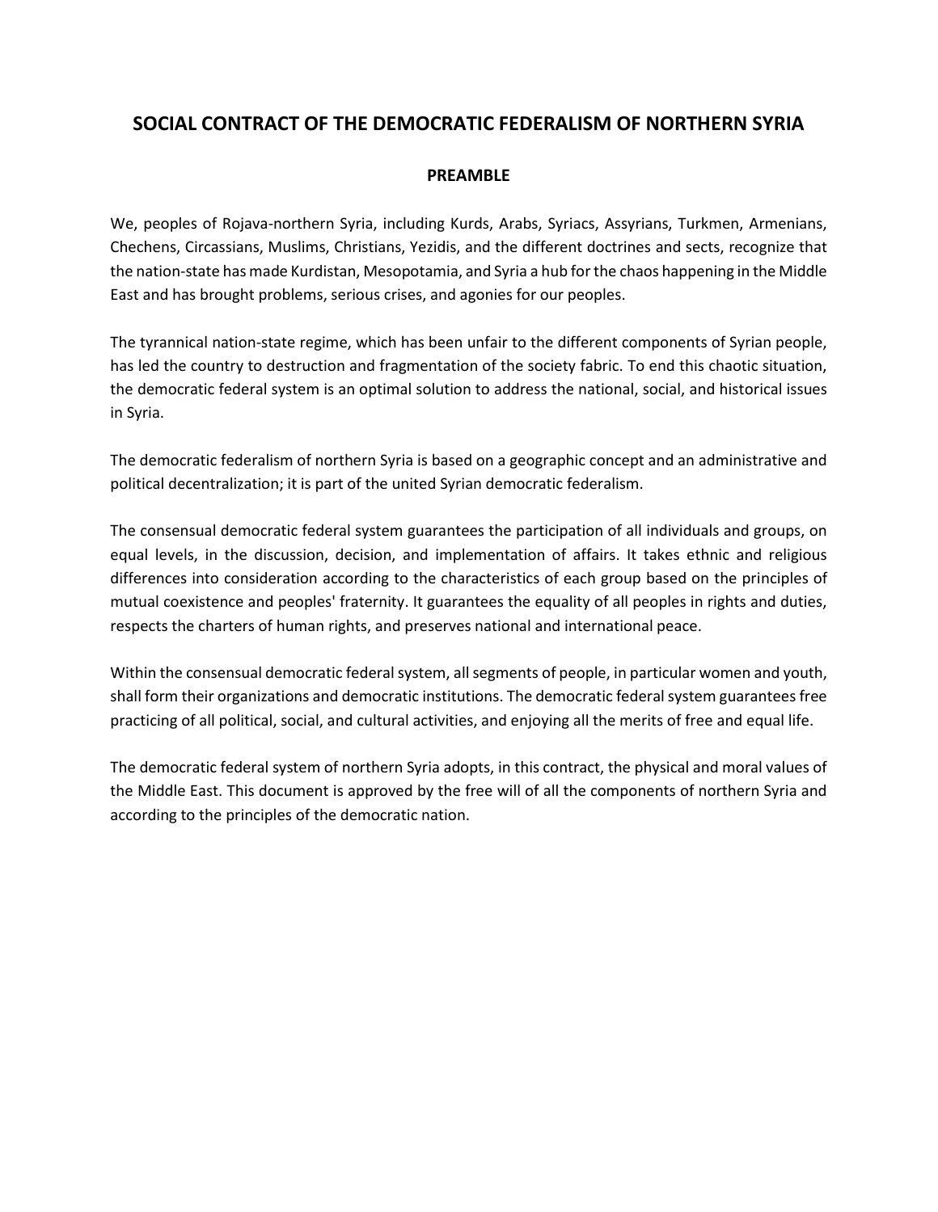# SOCIAL CONTRACT OF THE DEMOCRATIC FEDERALISM OF NORTHERN SYRIA

## PREAMBLE

We, peoples of Rojava-northern Syria, including Kurds, Arabs, Syriacs, Assyrians, Turkmen, Armenians, Chechens, Circassians, Muslims, Christians, Yezidis, and the different doctrines and sects, recognize that the nation-state has made Kurdistan, Mesopotamia, and Syria a hub for the chaos happening in the Middle East and has brought problems, serious crises, and agonies for our peoples.

The tyrannical nation-state regime, which has been unfair to the different components of Syrian people, has led the country to destruction and fragmentation of the society fabric. To end this chaotic situation, the democratic federal system is an optimal solution to address the national, social, and historical issues in Syria.

The democratic federalism of northern Syria is based on a geographic concept and an administrative and political decentralization; it is part of the united Syrian democratic federalism.

The consensual democratic federal system guarantees the participation of all individuals and groups, on equal levels, in the discussion, decision, and implementation of affairs. It takes ethnic and religious differences into consideration according to the characteristics of each group based on the principles of mutual coexistence and peoples' fraternity. It guarantees the equality of all peoples in rights and duties, respects the charters of human rights, and preserves national and international peace.

Within the consensual democratic federal system, all segments of people, in particular women and youth, shall form their organizations and democratic institutions. The democratic federal system guarantees free practicing of all political, social, and cultural activities, and enjoying all the merits of free and equal life.

The democratic federal system of northern Syria adopts, in this contract, the physical and moral values of the Middle East. This document is approved by the free will of all the components of northern Syria and according to the principles of the democratic nation.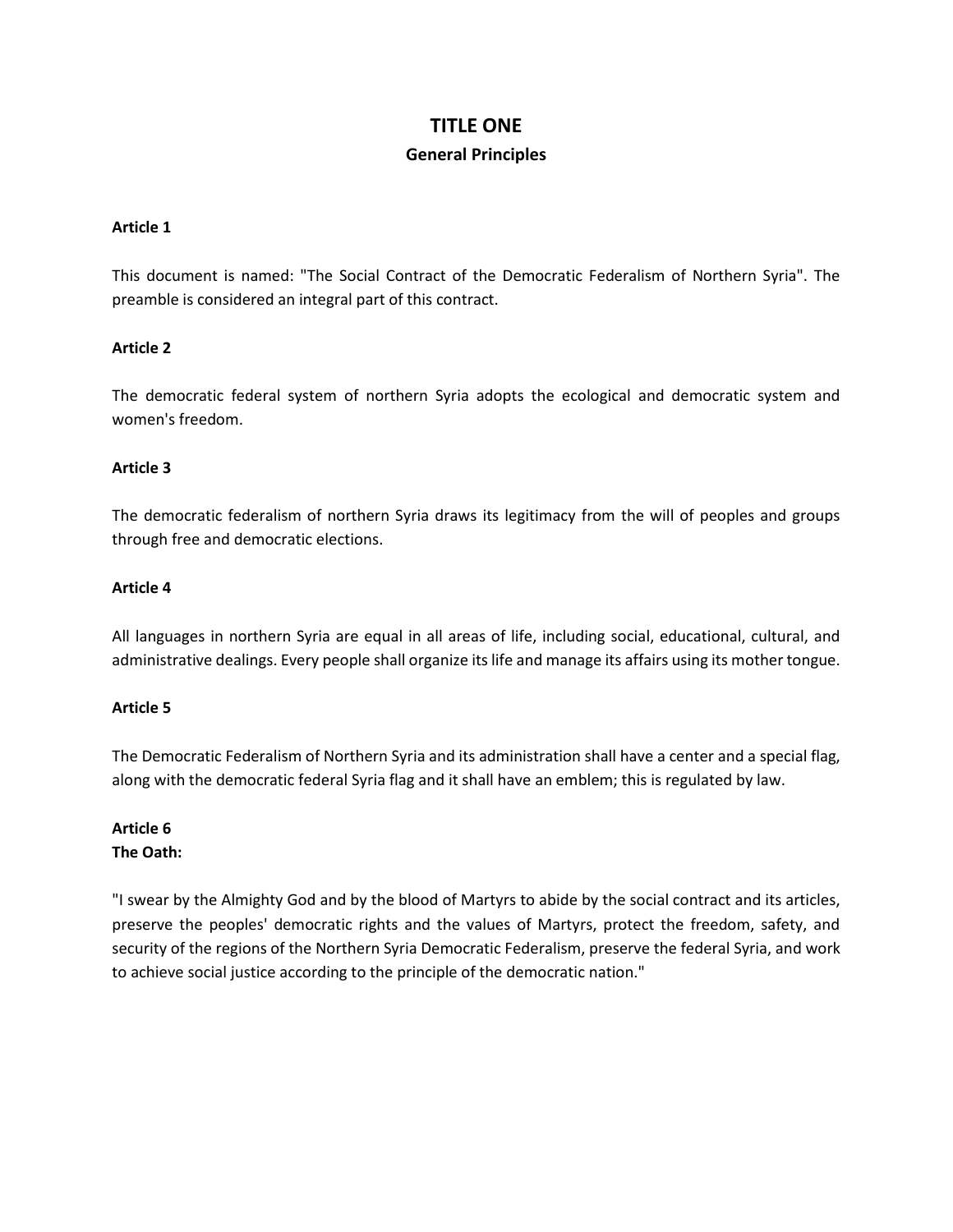# TITLE ONE

## General Principles

**Article 1**

This document is named: "The Social Contract of the Democratic Federalism of Northern Syria". The preamble is considered an integral part of this contract.

**Article 2**

The democratic federal system of northern Syria adopts the ecological and democratic system and women's freedom.

**Article 3**

The democratic federalism of northern Syria draws its legitimacy from the will of peoples and groups through free and democratic elections.

**Article 4**

All languages in northern Syria are equal in all areas of life, including social, educational, cultural, and administrative dealings. Every people shall organize its life and manage its affairs using its mother tongue.

**Article 5**

The Democratic Federalism of Northern Syria and its administration shall have a center and a special flag, along with the democratic federal Syria flag and it shall have an emblem; this is regulated by law.

**Article 6**
**The Oath:**

"I swear by the Almighty God and by the blood of Martyrs to abide by the social contract and its articles, preserve the peoples' democratic rights and the values of Martyrs, protect the freedom, safety, and security of the regions of the Northern Syria Democratic Federalism, preserve the federal Syria, and work to achieve social justice according to the principle of the democratic nation."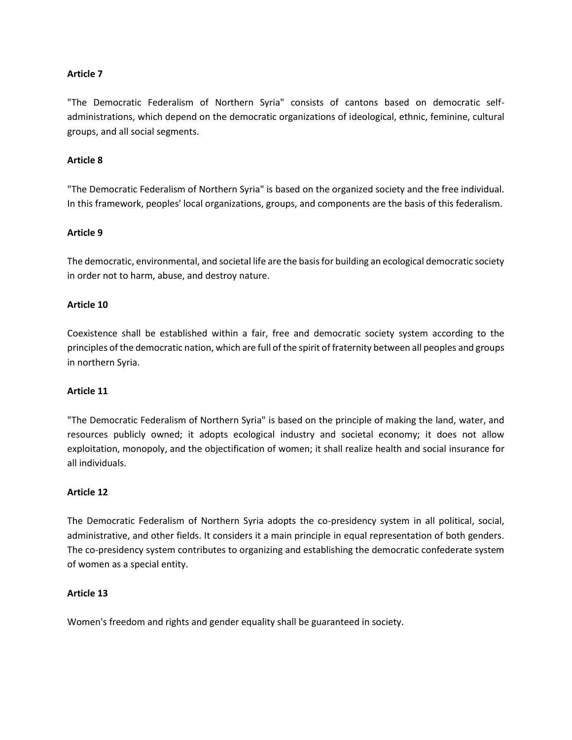**Article 7**

"The Democratic Federalism of Northern Syria" consists of cantons based on democratic self-administrations, which depend on the democratic organizations of ideological, ethnic, feminine, cultural groups, and all social segments.

**Article 8**

"The Democratic Federalism of Northern Syria" is based on the organized society and the free individual. In this framework, peoples' local organizations, groups, and components are the basis of this federalism.

**Article 9**

The democratic, environmental, and societal life are the basis for building an ecological democratic society in order not to harm, abuse, and destroy nature.

**Article 10**

Coexistence shall be established within a fair, free and democratic society system according to the principles of the democratic nation, which are full of the spirit of fraternity between all peoples and groups in northern Syria.

**Article 11**

"The Democratic Federalism of Northern Syria" is based on the principle of making the land, water, and resources publicly owned; it adopts ecological industry and societal economy; it does not allow exploitation, monopoly, and the objectification of women; it shall realize health and social insurance for all individuals.

**Article 12**

The Democratic Federalism of Northern Syria adopts the co-presidency system in all political, social, administrative, and other fields. It considers it a main principle in equal representation of both genders. The co-presidency system contributes to organizing and establishing the democratic confederate system of women as a special entity.

**Article 13**

Women's freedom and rights and gender equality shall be guaranteed in society.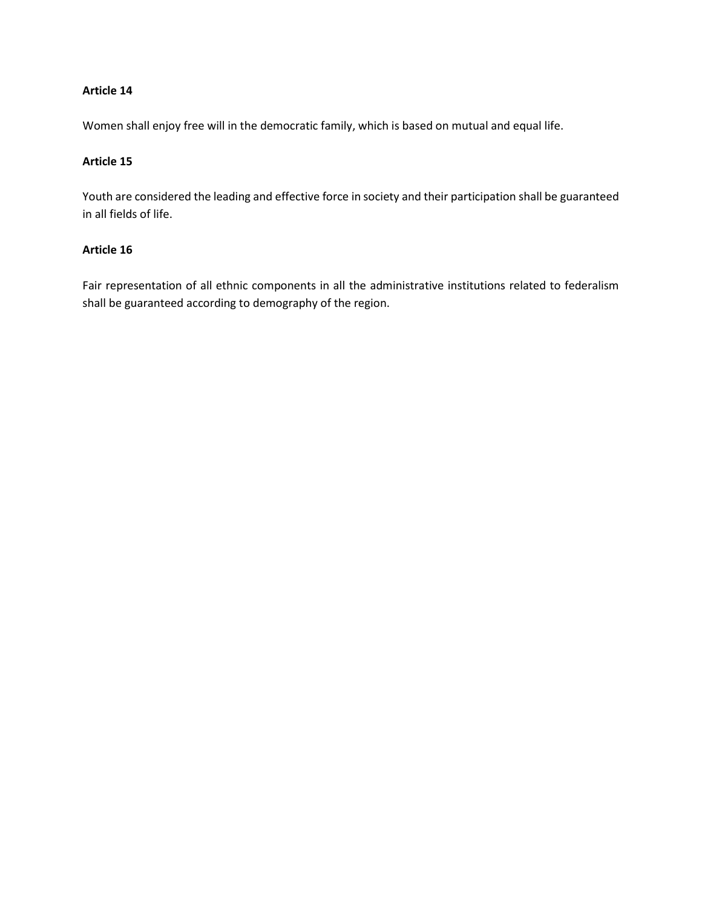**Article 14**

Women shall enjoy free will in the democratic family, which is based on mutual and equal life.

**Article 15**

Youth are considered the leading and effective force in society and their participation shall be guaranteed in all fields of life.

**Article 16**

Fair representation of all ethnic components in all the administrative institutions related to federalism shall be guaranteed according to demography of the region.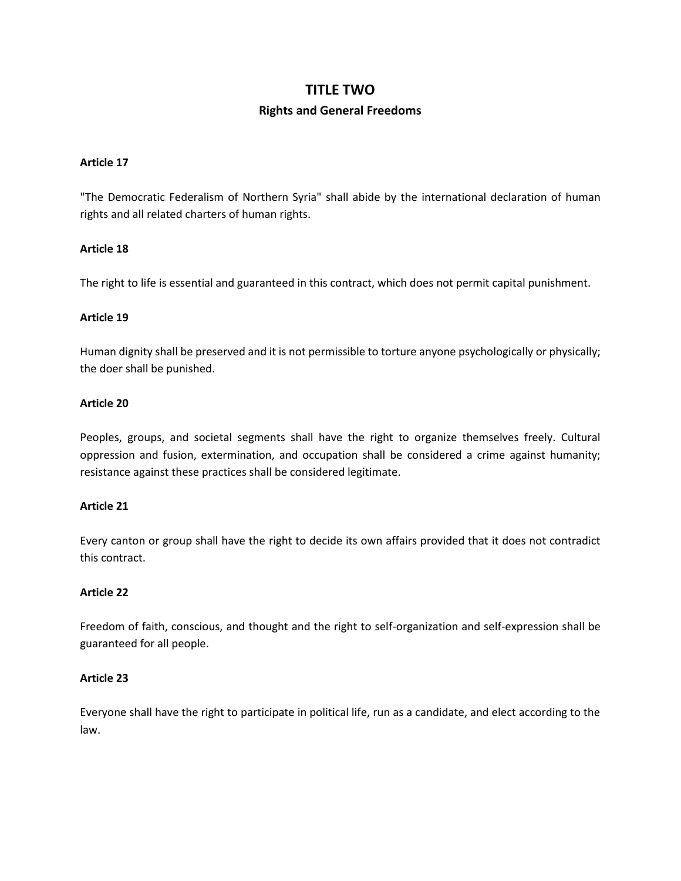# TITLE TWO

## Rights and General Freedoms

**Article 17**

"The Democratic Federalism of Northern Syria" shall abide by the international declaration of human rights and all related charters of human rights.

**Article 18**

The right to life is essential and guaranteed in this contract, which does not permit capital punishment.

**Article 19**

Human dignity shall be preserved and it is not permissible to torture anyone psychologically or physically; the doer shall be punished.

**Article 20**

Peoples, groups, and societal segments shall have the right to organize themselves freely. Cultural oppression and fusion, extermination, and occupation shall be considered a crime against humanity; resistance against these practices shall be considered legitimate.

**Article 21**

Every canton or group shall have the right to decide its own affairs provided that it does not contradict this contract.

**Article 22**

Freedom of faith, conscious, and thought and the right to self-organization and self-expression shall be guaranteed for all people.

**Article 23**

Everyone shall have the right to participate in political life, run as a candidate, and elect according to the law.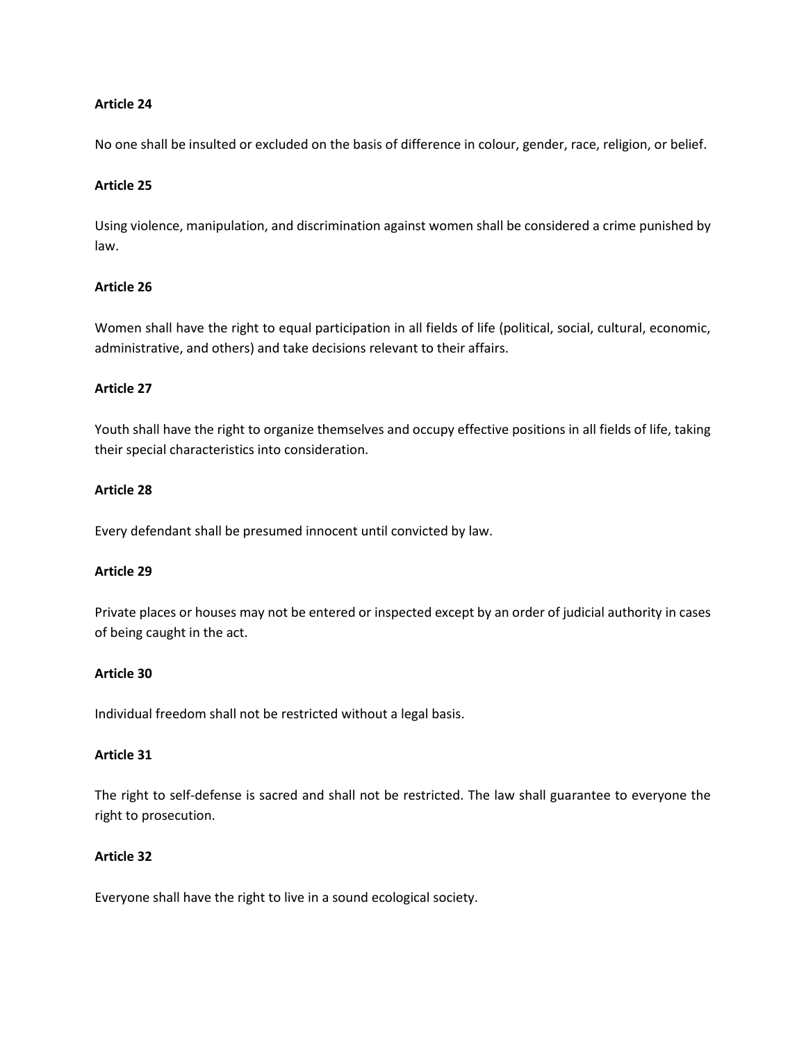**Article 24**

No one shall be insulted or excluded on the basis of difference in colour, gender, race, religion, or belief.

**Article 25**

Using violence, manipulation, and discrimination against women shall be considered a crime punished by law.

**Article 26**

Women shall have the right to equal participation in all fields of life (political, social, cultural, economic, administrative, and others) and take decisions relevant to their affairs.

**Article 27**

Youth shall have the right to organize themselves and occupy effective positions in all fields of life, taking their special characteristics into consideration.

**Article 28**

Every defendant shall be presumed innocent until convicted by law.

**Article 29**

Private places or houses may not be entered or inspected except by an order of judicial authority in cases of being caught in the act.

**Article 30**

Individual freedom shall not be restricted without a legal basis.

**Article 31**

The right to self-defense is sacred and shall not be restricted. The law shall guarantee to everyone the right to prosecution.

**Article 32**

Everyone shall have the right to live in a sound ecological society.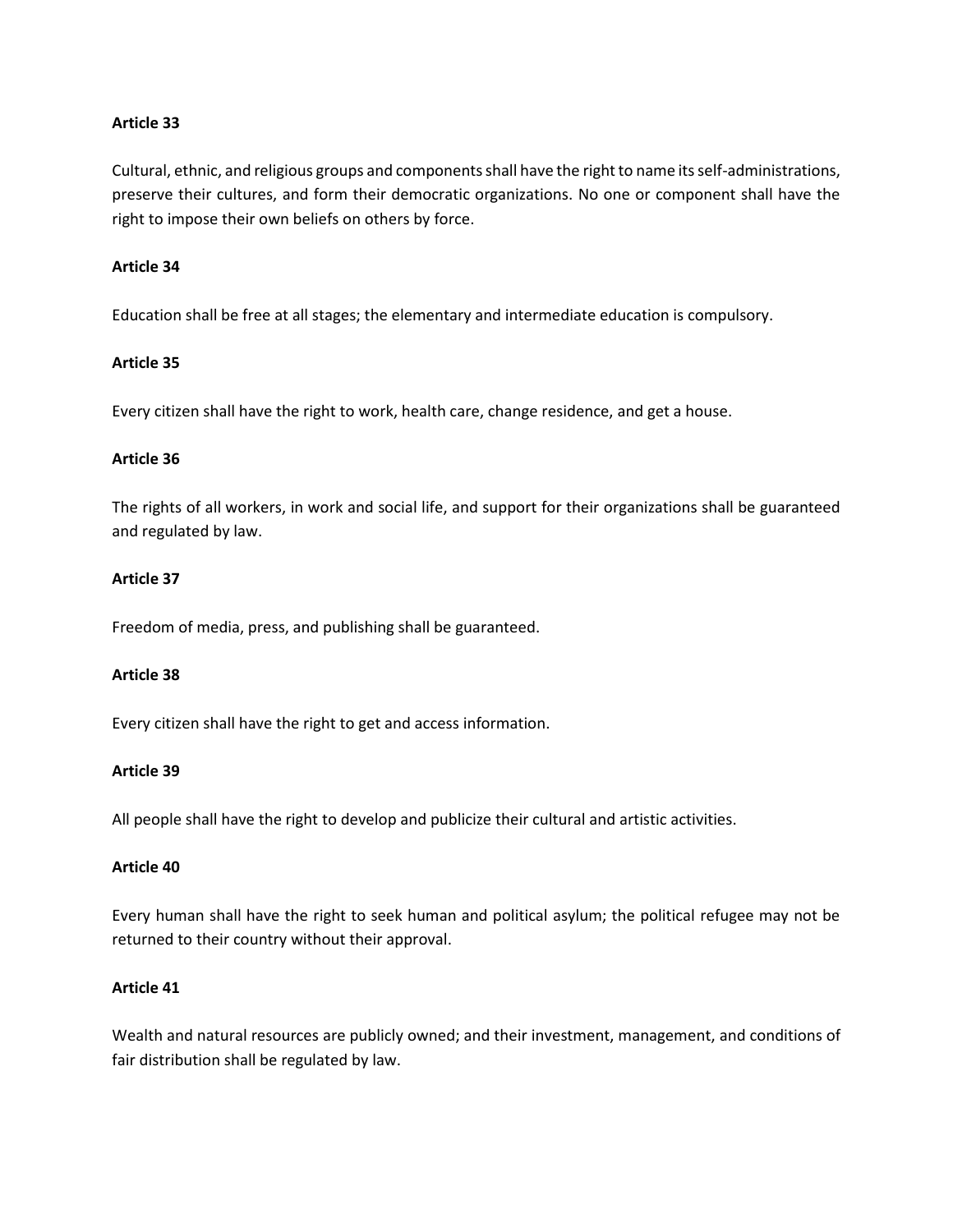**Article 33**

Cultural, ethnic, and religious groups and components shall have the right to name its self-administrations, preserve their cultures, and form their democratic organizations. No one or component shall have the right to impose their own beliefs on others by force.

**Article 34**

Education shall be free at all stages; the elementary and intermediate education is compulsory.

**Article 35**

Every citizen shall have the right to work, health care, change residence, and get a house.

**Article 36**

The rights of all workers, in work and social life, and support for their organizations shall be guaranteed and regulated by law.

**Article 37**

Freedom of media, press, and publishing shall be guaranteed.

**Article 38**

Every citizen shall have the right to get and access information.

**Article 39**

All people shall have the right to develop and publicize their cultural and artistic activities.

**Article 40**

Every human shall have the right to seek human and political asylum; the political refugee may not be returned to their country without their approval.

**Article 41**

Wealth and natural resources are publicly owned; and their investment, management, and conditions of fair distribution shall be regulated by law.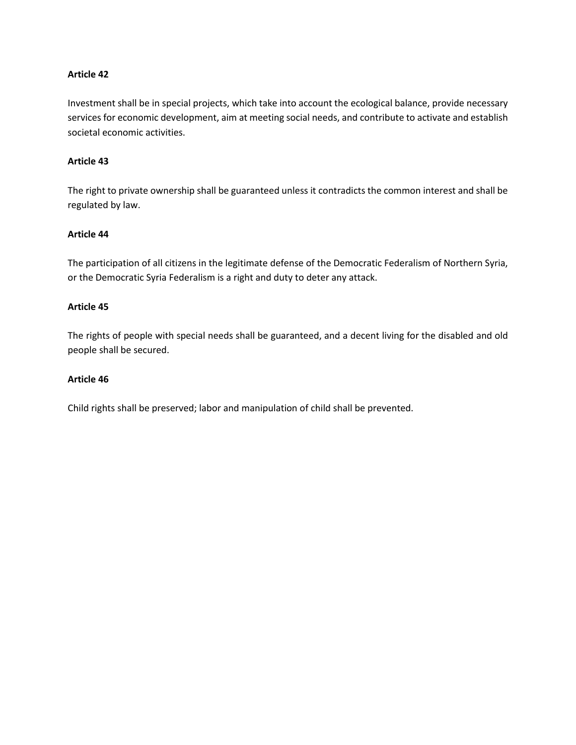**Article 42**

Investment shall be in special projects, which take into account the ecological balance, provide necessary services for economic development, aim at meeting social needs, and contribute to activate and establish societal economic activities.

**Article 43**

The right to private ownership shall be guaranteed unless it contradicts the common interest and shall be regulated by law.

**Article 44**

The participation of all citizens in the legitimate defense of the Democratic Federalism of Northern Syria, or the Democratic Syria Federalism is a right and duty to deter any attack.

**Article 45**

The rights of people with special needs shall be guaranteed, and a decent living for the disabled and old people shall be secured.

**Article 46**

Child rights shall be preserved; labor and manipulation of child shall be prevented.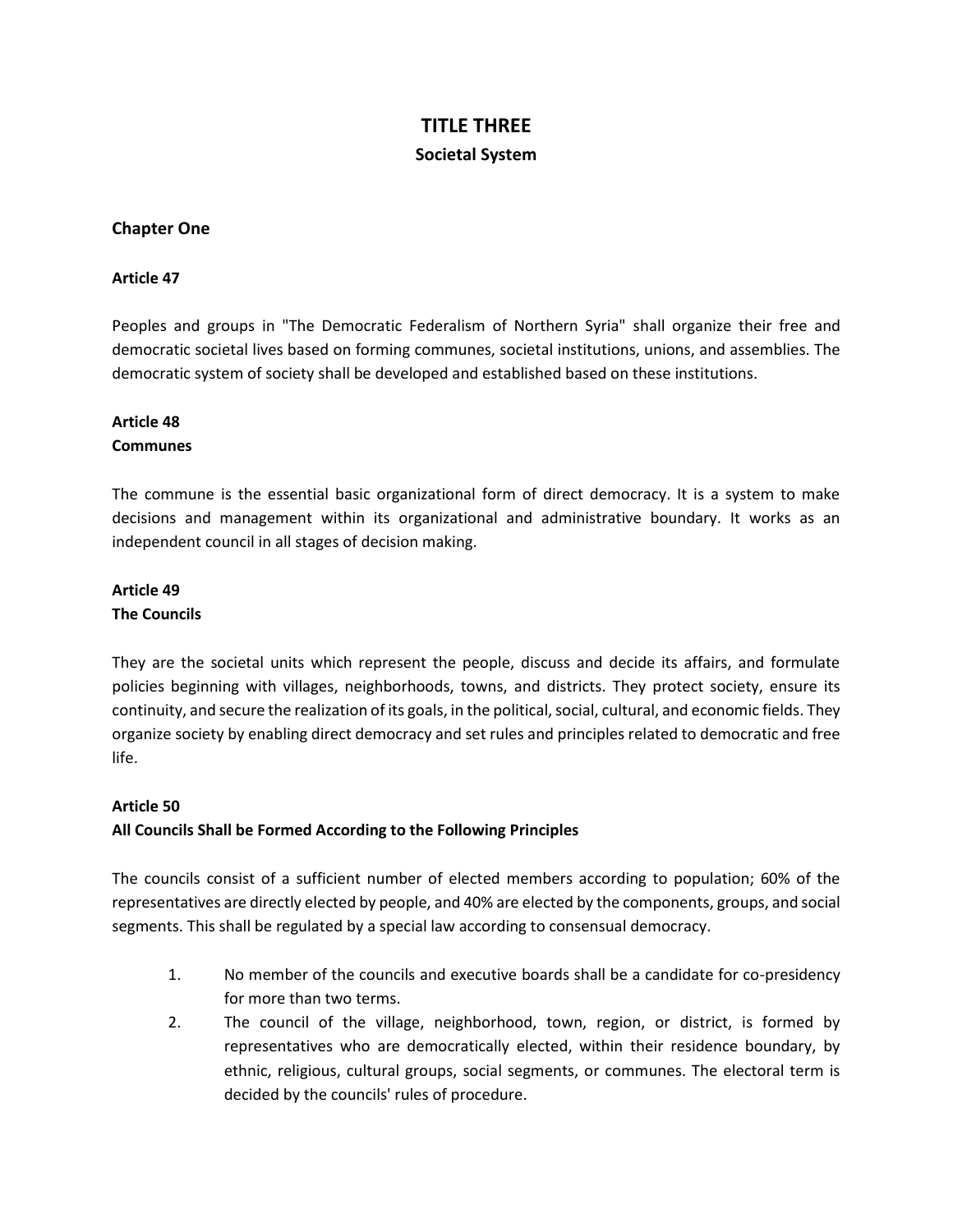# TITLE THREE

## Societal System

### Chapter One

**Article 47**

Peoples and groups in "The Democratic Federalism of Northern Syria" shall organize their free and democratic societal lives based on forming communes, societal institutions, unions, and assemblies. The democratic system of society shall be developed and established based on these institutions.

**Article 48**
**Communes**

The commune is the essential basic organizational form of direct democracy. It is a system to make decisions and management within its organizational and administrative boundary. It works as an independent council in all stages of decision making.

**Article 49**
**The Councils**

They are the societal units which represent the people, discuss and decide its affairs, and formulate policies beginning with villages, neighborhoods, towns, and districts. They protect society, ensure its continuity, and secure the realization of its goals, in the political, social, cultural, and economic fields. They organize society by enabling direct democracy and set rules and principles related to democratic and free life.

**Article 50**
**All Councils Shall be Formed According to the Following Principles**

The councils consist of a sufficient number of elected members according to population; 60% of the representatives are directly elected by people, and 40% are elected by the components, groups, and social segments. This shall be regulated by a special law according to consensual democracy.

1. No member of the councils and executive boards shall be a candidate for co-presidency for more than two terms.
2. The council of the village, neighborhood, town, region, or district, is formed by representatives who are democratically elected, within their residence boundary, by ethnic, religious, cultural groups, social segments, or communes. The electoral term is decided by the councils' rules of procedure.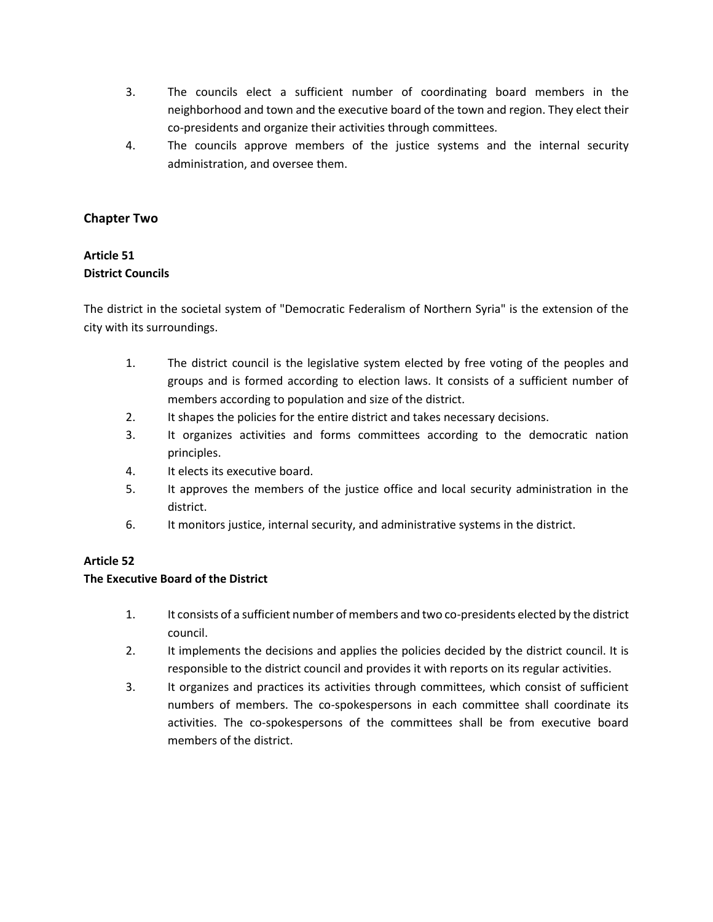3. The councils elect a sufficient number of coordinating board members in the neighborhood and town and the executive board of the town and region. They elect their co-presidents and organize their activities through committees.
4. The councils approve members of the justice systems and the internal security administration, and oversee them.

## Chapter Two

### Article 51
### District Councils

The district in the societal system of "Democratic Federalism of Northern Syria" is the extension of the city with its surroundings.

1. The district council is the legislative system elected by free voting of the peoples and groups and is formed according to election laws. It consists of a sufficient number of members according to population and size of the district.
2. It shapes the policies for the entire district and takes necessary decisions.
3. It organizes activities and forms committees according to the democratic nation principles.
4. It elects its executive board.
5. It approves the members of the justice office and local security administration in the district.
6. It monitors justice, internal security, and administrative systems in the district.

### Article 52
### The Executive Board of the District

1. It consists of a sufficient number of members and two co-presidents elected by the district council.
2. It implements the decisions and applies the policies decided by the district council. It is responsible to the district council and provides it with reports on its regular activities.
3. It organizes and practices its activities through committees, which consist of sufficient numbers of members. The co-spokespersons in each committee shall coordinate its activities. The co-spokespersons of the committees shall be from executive board members of the district.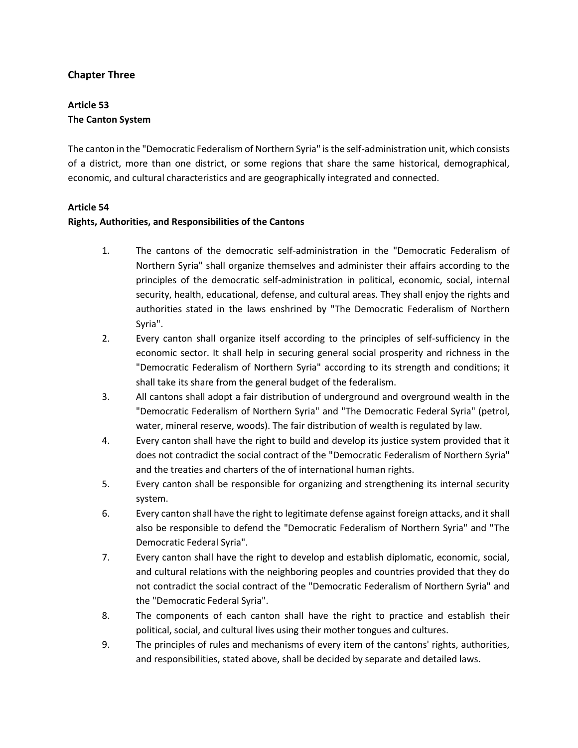## Chapter Three

### Article 53
### The Canton System

The canton in the "Democratic Federalism of Northern Syria" is the self-administration unit, which consists of a district, more than one district, or some regions that share the same historical, demographical, economic, and cultural characteristics and are geographically integrated and connected.

### Article 54
### Rights, Authorities, and Responsibilities of the Cantons

1. The cantons of the democratic self-administration in the "Democratic Federalism of Northern Syria" shall organize themselves and administer their affairs according to the principles of the democratic self-administration in political, economic, social, internal security, health, educational, defense, and cultural areas. They shall enjoy the rights and authorities stated in the laws enshrined by "The Democratic Federalism of Northern Syria".
2. Every canton shall organize itself according to the principles of self-sufficiency in the economic sector. It shall help in securing general social prosperity and richness in the "Democratic Federalism of Northern Syria" according to its strength and conditions; it shall take its share from the general budget of the federalism.
3. All cantons shall adopt a fair distribution of underground and overground wealth in the "Democratic Federalism of Northern Syria" and "The Democratic Federal Syria" (petrol, water, mineral reserve, woods). The fair distribution of wealth is regulated by law.
4. Every canton shall have the right to build and develop its justice system provided that it does not contradict the social contract of the "Democratic Federalism of Northern Syria" and the treaties and charters of the of international human rights.
5. Every canton shall be responsible for organizing and strengthening its internal security system.
6. Every canton shall have the right to legitimate defense against foreign attacks, and it shall also be responsible to defend the "Democratic Federalism of Northern Syria" and "The Democratic Federal Syria".
7. Every canton shall have the right to develop and establish diplomatic, economic, social, and cultural relations with the neighboring peoples and countries provided that they do not contradict the social contract of the "Democratic Federalism of Northern Syria" and the "Democratic Federal Syria".
8. The components of each canton shall have the right to practice and establish their political, social, and cultural lives using their mother tongues and cultures.
9. The principles of rules and mechanisms of every item of the cantons' rights, authorities, and responsibilities, stated above, shall be decided by separate and detailed laws.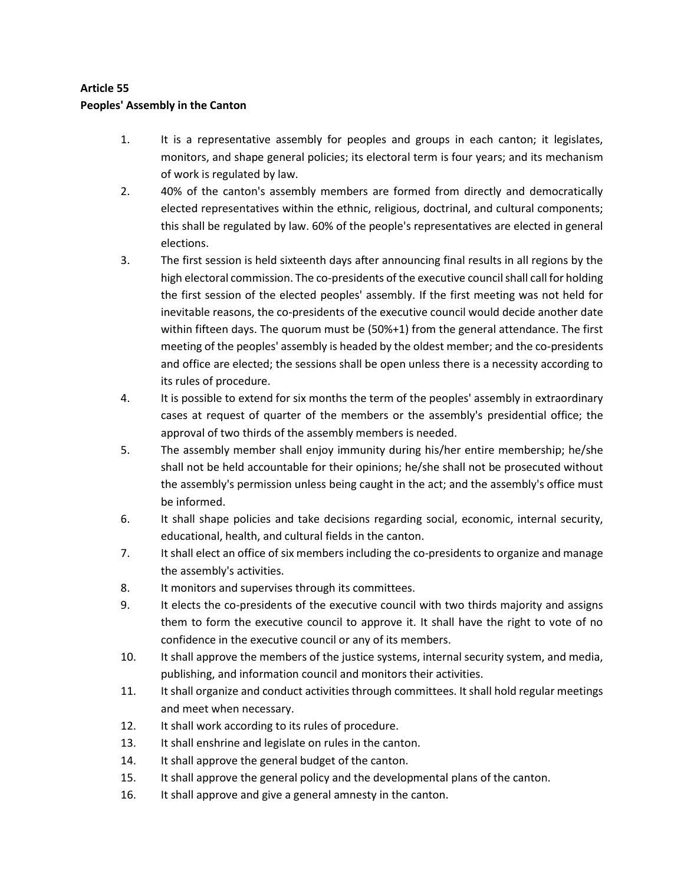**Article 55**
**Peoples' Assembly in the Canton**

1. It is a representative assembly for peoples and groups in each canton; it legislates, monitors, and shape general policies; its electoral term is four years; and its mechanism of work is regulated by law.
2. 40% of the canton's assembly members are formed from directly and democratically elected representatives within the ethnic, religious, doctrinal, and cultural components; this shall be regulated by law. 60% of the people's representatives are elected in general elections.
3. The first session is held sixteenth days after announcing final results in all regions by the high electoral commission. The co-presidents of the executive council shall call for holding the first session of the elected peoples' assembly. If the first meeting was not held for inevitable reasons, the co-presidents of the executive council would decide another date within fifteen days. The quorum must be (50%+1) from the general attendance. The first meeting of the peoples' assembly is headed by the oldest member; and the co-presidents and office are elected; the sessions shall be open unless there is a necessity according to its rules of procedure.
4. It is possible to extend for six months the term of the peoples' assembly in extraordinary cases at request of quarter of the members or the assembly's presidential office; the approval of two thirds of the assembly members is needed.
5. The assembly member shall enjoy immunity during his/her entire membership; he/she shall not be held accountable for their opinions; he/she shall not be prosecuted without the assembly's permission unless being caught in the act; and the assembly's office must be informed.
6. It shall shape policies and take decisions regarding social, economic, internal security, educational, health, and cultural fields in the canton.
7. It shall elect an office of six members including the co-presidents to organize and manage the assembly's activities.
8. It monitors and supervises through its committees.
9. It elects the co-presidents of the executive council with two thirds majority and assigns them to form the executive council to approve it. It shall have the right to vote of no confidence in the executive council or any of its members.
10. It shall approve the members of the justice systems, internal security system, and media, publishing, and information council and monitors their activities.
11. It shall organize and conduct activities through committees. It shall hold regular meetings and meet when necessary.
12. It shall work according to its rules of procedure.
13. It shall enshrine and legislate on rules in the canton.
14. It shall approve the general budget of the canton.
15. It shall approve the general policy and the developmental plans of the canton.
16. It shall approve and give a general amnesty in the canton.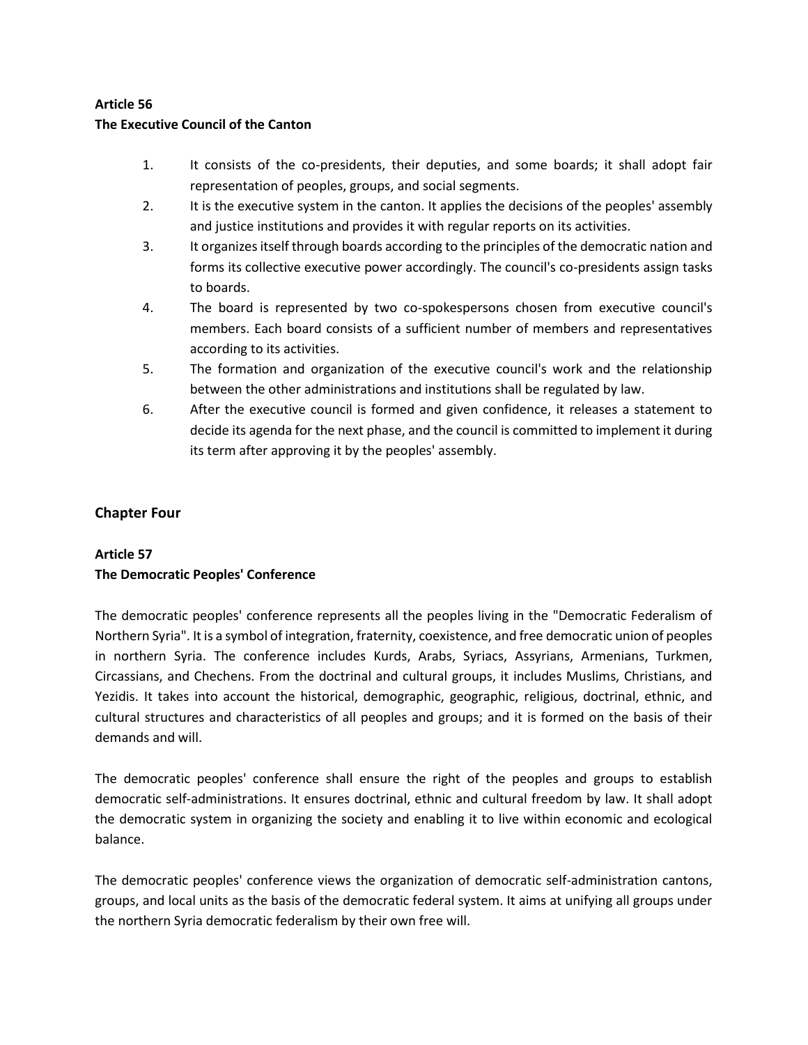**Article 56**
**The Executive Council of the Canton**

1. It consists of the co-presidents, their deputies, and some boards; it shall adopt fair representation of peoples, groups, and social segments.
2. It is the executive system in the canton. It applies the decisions of the peoples' assembly and justice institutions and provides it with regular reports on its activities.
3. It organizes itself through boards according to the principles of the democratic nation and forms its collective executive power accordingly. The council's co-presidents assign tasks to boards.
4. The board is represented by two co-spokespersons chosen from executive council's members. Each board consists of a sufficient number of members and representatives according to its activities.
5. The formation and organization of the executive council's work and the relationship between the other administrations and institutions shall be regulated by law.
6. After the executive council is formed and given confidence, it releases a statement to decide its agenda for the next phase, and the council is committed to implement it during its term after approving it by the peoples' assembly.

## Chapter Four

**Article 57**
**The Democratic Peoples' Conference**

The democratic peoples' conference represents all the peoples living in the "Democratic Federalism of Northern Syria". It is a symbol of integration, fraternity, coexistence, and free democratic union of peoples in northern Syria. The conference includes Kurds, Arabs, Syriacs, Assyrians, Armenians, Turkmen, Circassians, and Chechens. From the doctrinal and cultural groups, it includes Muslims, Christians, and Yezidis. It takes into account the historical, demographic, geographic, religious, doctrinal, ethnic, and cultural structures and characteristics of all peoples and groups; and it is formed on the basis of their demands and will.

The democratic peoples' conference shall ensure the right of the peoples and groups to establish democratic self-administrations. It ensures doctrinal, ethnic and cultural freedom by law. It shall adopt the democratic system in organizing the society and enabling it to live within economic and ecological balance.

The democratic peoples' conference views the organization of democratic self-administration cantons, groups, and local units as the basis of the democratic federal system. It aims at unifying all groups under the northern Syria democratic federalism by their own free will.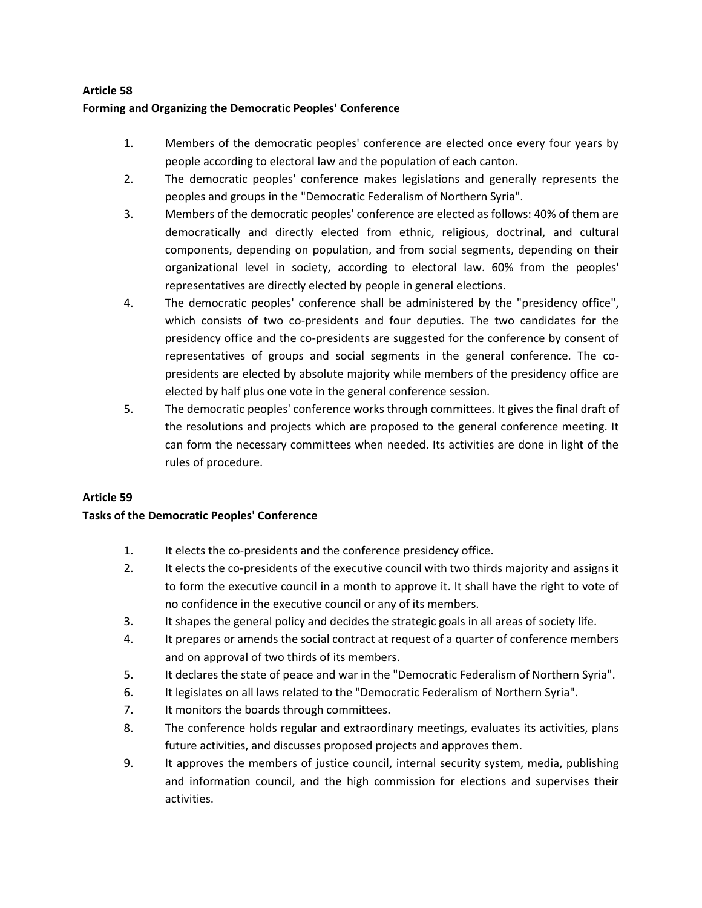**Article 58**

**Forming and Organizing the Democratic Peoples' Conference**

1. Members of the democratic peoples' conference are elected once every four years by people according to electoral law and the population of each canton.
2. The democratic peoples' conference makes legislations and generally represents the peoples and groups in the "Democratic Federalism of Northern Syria".
3. Members of the democratic peoples' conference are elected as follows: 40% of them are democratically and directly elected from ethnic, religious, doctrinal, and cultural components, depending on population, and from social segments, depending on their organizational level in society, according to electoral law. 60% from the peoples' representatives are directly elected by people in general elections.
4. The democratic peoples' conference shall be administered by the "presidency office", which consists of two co-presidents and four deputies. The two candidates for the presidency office and the co-presidents are suggested for the conference by consent of representatives of groups and social segments in the general conference. The co-presidents are elected by absolute majority while members of the presidency office are elected by half plus one vote in the general conference session.
5. The democratic peoples' conference works through committees. It gives the final draft of the resolutions and projects which are proposed to the general conference meeting. It can form the necessary committees when needed. Its activities are done in light of the rules of procedure.

**Article 59**

**Tasks of the Democratic Peoples' Conference**

1. It elects the co-presidents and the conference presidency office.
2. It elects the co-presidents of the executive council with two thirds majority and assigns it to form the executive council in a month to approve it. It shall have the right to vote of no confidence in the executive council or any of its members.
3. It shapes the general policy and decides the strategic goals in all areas of society life.
4. It prepares or amends the social contract at request of a quarter of conference members and on approval of two thirds of its members.
5. It declares the state of peace and war in the "Democratic Federalism of Northern Syria".
6. It legislates on all laws related to the "Democratic Federalism of Northern Syria".
7. It monitors the boards through committees.
8. The conference holds regular and extraordinary meetings, evaluates its activities, plans future activities, and discusses proposed projects and approves them.
9. It approves the members of justice council, internal security system, media, publishing and information council, and the high commission for elections and supervises their activities.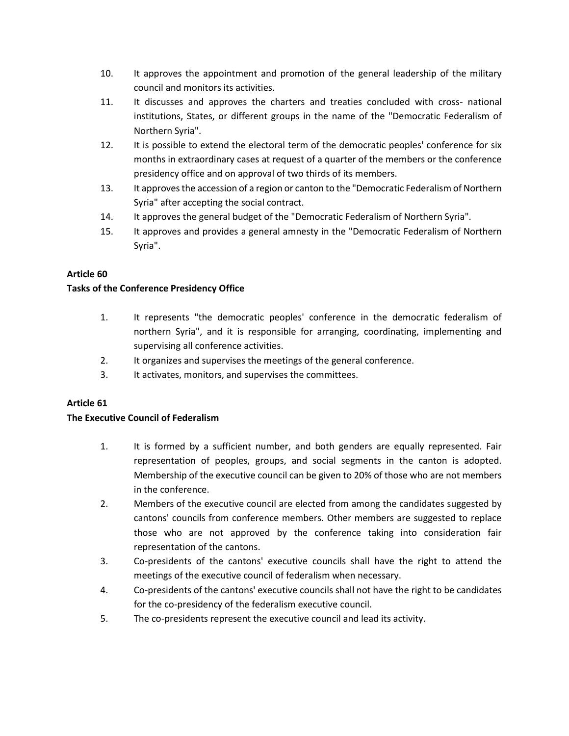10. It approves the appointment and promotion of the general leadership of the military council and monitors its activities.
11. It discusses and approves the charters and treaties concluded with cross- national institutions, States, or different groups in the name of the "Democratic Federalism of Northern Syria".
12. It is possible to extend the electoral term of the democratic peoples' conference for six months in extraordinary cases at request of a quarter of the members or the conference presidency office and on approval of two thirds of its members.
13. It approves the accession of a region or canton to the "Democratic Federalism of Northern Syria" after accepting the social contract.
14. It approves the general budget of the "Democratic Federalism of Northern Syria".
15. It approves and provides a general amnesty in the "Democratic Federalism of Northern Syria".

**Article 60**
**Tasks of the Conference Presidency Office**

1. It represents "the democratic peoples' conference in the democratic federalism of northern Syria", and it is responsible for arranging, coordinating, implementing and supervising all conference activities.
2. It organizes and supervises the meetings of the general conference.
3. It activates, monitors, and supervises the committees.

**Article 61**
**The Executive Council of Federalism**

1. It is formed by a sufficient number, and both genders are equally represented. Fair representation of peoples, groups, and social segments in the canton is adopted. Membership of the executive council can be given to 20% of those who are not members in the conference.
2. Members of the executive council are elected from among the candidates suggested by cantons' councils from conference members. Other members are suggested to replace those who are not approved by the conference taking into consideration fair representation of the cantons.
3. Co-presidents of the cantons' executive councils shall have the right to attend the meetings of the executive council of federalism when necessary.
4. Co-presidents of the cantons' executive councils shall not have the right to be candidates for the co-presidency of the federalism executive council.
5. The co-presidents represent the executive council and lead its activity.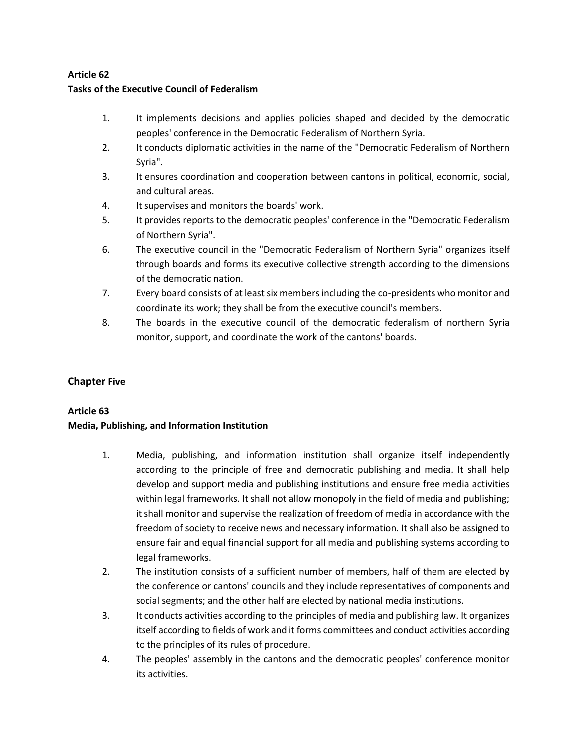**Article 62**
**Tasks of the Executive Council of Federalism**

1. It implements decisions and applies policies shaped and decided by the democratic peoples' conference in the Democratic Federalism of Northern Syria.
2. It conducts diplomatic activities in the name of the "Democratic Federalism of Northern Syria".
3. It ensures coordination and cooperation between cantons in political, economic, social, and cultural areas.
4. It supervises and monitors the boards' work.
5. It provides reports to the democratic peoples' conference in the "Democratic Federalism of Northern Syria".
6. The executive council in the "Democratic Federalism of Northern Syria" organizes itself through boards and forms its executive collective strength according to the dimensions of the democratic nation.
7. Every board consists of at least six members including the co-presidents who monitor and coordinate its work; they shall be from the executive council's members.
8. The boards in the executive council of the democratic federalism of northern Syria monitor, support, and coordinate the work of the cantons' boards.

## Chapter Five

**Article 63**
**Media, Publishing, and Information Institution**

1. Media, publishing, and information institution shall organize itself independently according to the principle of free and democratic publishing and media. It shall help develop and support media and publishing institutions and ensure free media activities within legal frameworks. It shall not allow monopoly in the field of media and publishing; it shall monitor and supervise the realization of freedom of media in accordance with the freedom of society to receive news and necessary information. It shall also be assigned to ensure fair and equal financial support for all media and publishing systems according to legal frameworks.
2. The institution consists of a sufficient number of members, half of them are elected by the conference or cantons' councils and they include representatives of components and social segments; and the other half are elected by national media institutions.
3. It conducts activities according to the principles of media and publishing law. It organizes itself according to fields of work and it forms committees and conduct activities according to the principles of its rules of procedure.
4. The peoples' assembly in the cantons and the democratic peoples' conference monitor its activities.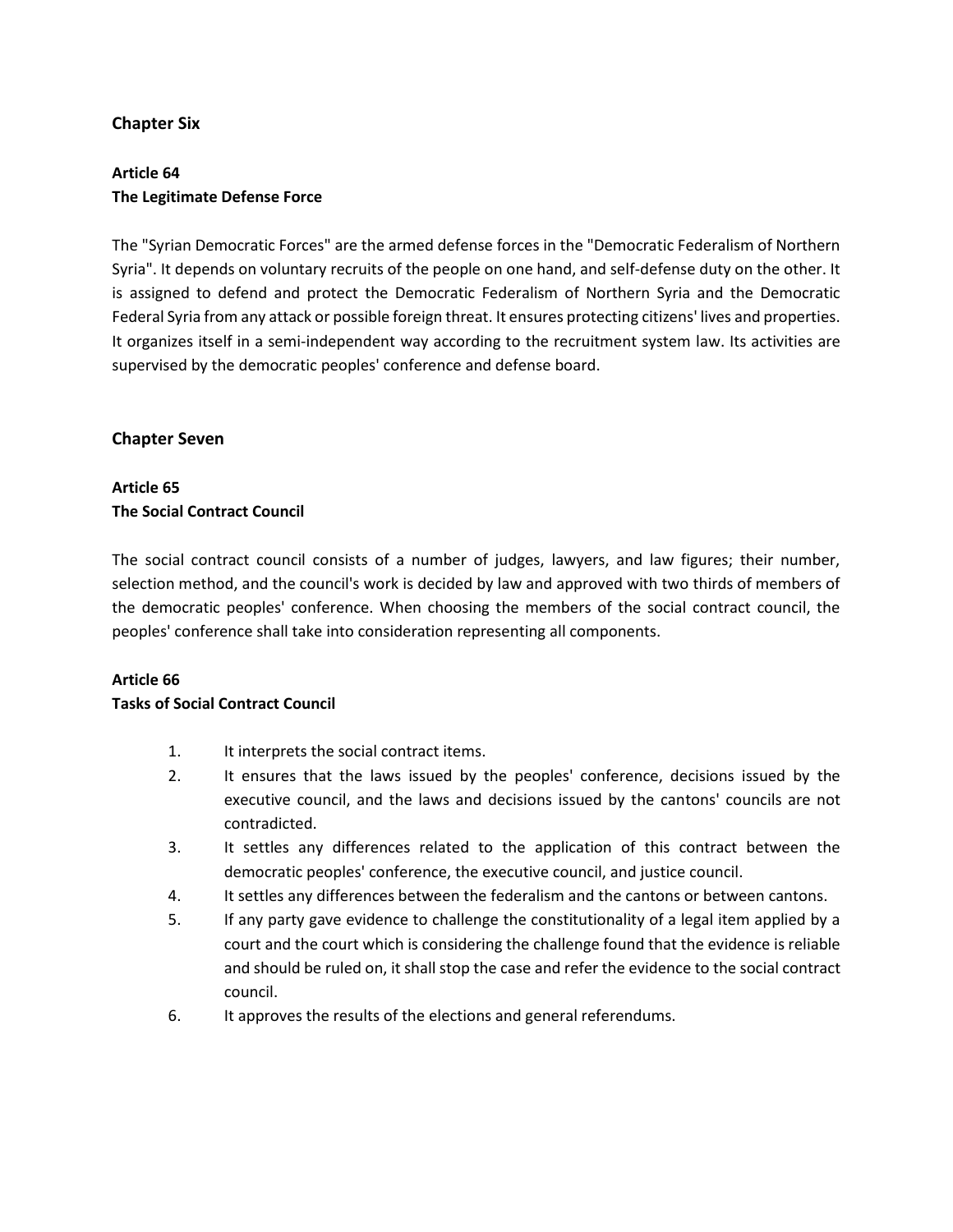## Chapter Six

**Article 64**
**The Legitimate Defense Force**

The "Syrian Democratic Forces" are the armed defense forces in the "Democratic Federalism of Northern Syria". It depends on voluntary recruits of the people on one hand, and self-defense duty on the other. It is assigned to defend and protect the Democratic Federalism of Northern Syria and the Democratic Federal Syria from any attack or possible foreign threat. It ensures protecting citizens' lives and properties. It organizes itself in a semi-independent way according to the recruitment system law. Its activities are supervised by the democratic peoples' conference and defense board.

## Chapter Seven

**Article 65**
**The Social Contract Council**

The social contract council consists of a number of judges, lawyers, and law figures; their number, selection method, and the council's work is decided by law and approved with two thirds of members of the democratic peoples' conference. When choosing the members of the social contract council, the peoples' conference shall take into consideration representing all components.

**Article 66**
**Tasks of Social Contract Council**

1. It interprets the social contract items.
2. It ensures that the laws issued by the peoples' conference, decisions issued by the executive council, and the laws and decisions issued by the cantons' councils are not contradicted.
3. It settles any differences related to the application of this contract between the democratic peoples' conference, the executive council, and justice council.
4. It settles any differences between the federalism and the cantons or between cantons.
5. If any party gave evidence to challenge the constitutionality of a legal item applied by a court and the court which is considering the challenge found that the evidence is reliable and should be ruled on, it shall stop the case and refer the evidence to the social contract council.
6. It approves the results of the elections and general referendums.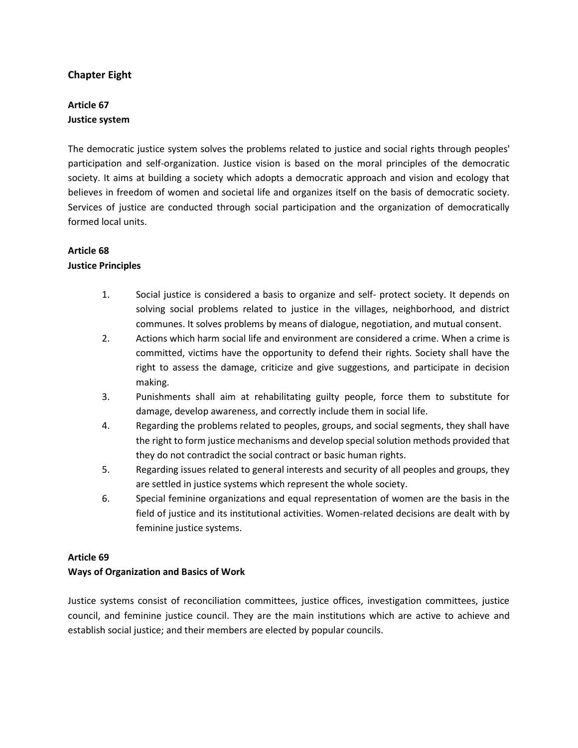## Chapter Eight

### Article 67
### Justice system

The democratic justice system solves the problems related to justice and social rights through peoples' participation and self-organization. Justice vision is based on the moral principles of the democratic society. It aims at building a society which adopts a democratic approach and vision and ecology that believes in freedom of women and societal life and organizes itself on the basis of democratic society. Services of justice are conducted through social participation and the organization of democratically formed local units.

### Article 68
### Justice Principles

1. Social justice is considered a basis to organize and self- protect society. It depends on solving social problems related to justice in the villages, neighborhood, and district communes. It solves problems by means of dialogue, negotiation, and mutual consent.
2. Actions which harm social life and environment are considered a crime. When a crime is committed, victims have the opportunity to defend their rights. Society shall have the right to assess the damage, criticize and give suggestions, and participate in decision making.
3. Punishments shall aim at rehabilitating guilty people, force them to substitute for damage, develop awareness, and correctly include them in social life.
4. Regarding the problems related to peoples, groups, and social segments, they shall have the right to form justice mechanisms and develop special solution methods provided that they do not contradict the social contract or basic human rights.
5. Regarding issues related to general interests and security of all peoples and groups, they are settled in justice systems which represent the whole society.
6. Special feminine organizations and equal representation of women are the basis in the field of justice and its institutional activities. Women-related decisions are dealt with by feminine justice systems.

### Article 69
### Ways of Organization and Basics of Work

Justice systems consist of reconciliation committees, justice offices, investigation committees, justice council, and feminine justice council. They are the main institutions which are active to achieve and establish social justice; and their members are elected by popular councils.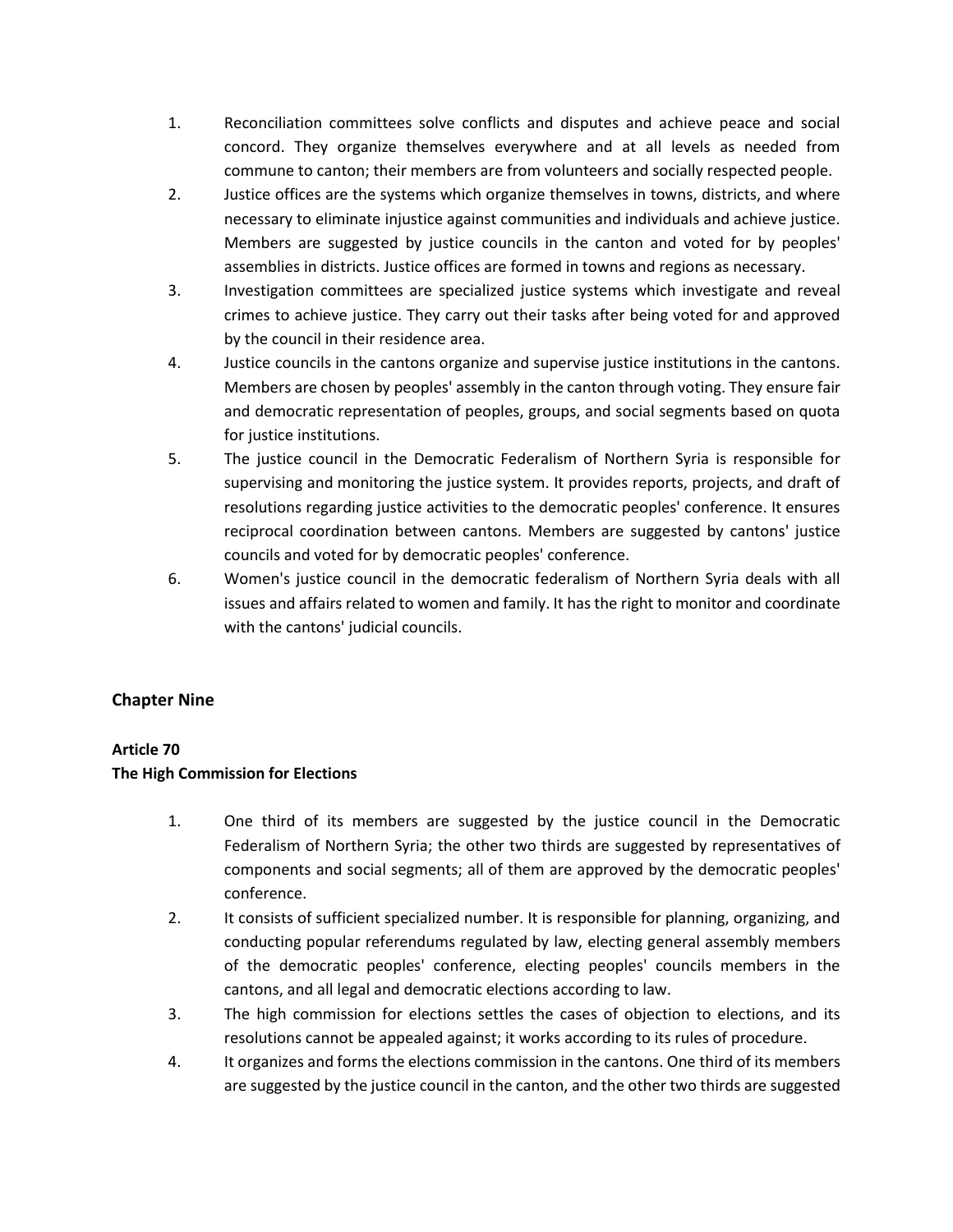1. Reconciliation committees solve conflicts and disputes and achieve peace and social concord. They organize themselves everywhere and at all levels as needed from commune to canton; their members are from volunteers and socially respected people.
2. Justice offices are the systems which organize themselves in towns, districts, and where necessary to eliminate injustice against communities and individuals and achieve justice. Members are suggested by justice councils in the canton and voted for by peoples' assemblies in districts. Justice offices are formed in towns and regions as necessary.
3. Investigation committees are specialized justice systems which investigate and reveal crimes to achieve justice. They carry out their tasks after being voted for and approved by the council in their residence area.
4. Justice councils in the cantons organize and supervise justice institutions in the cantons. Members are chosen by peoples' assembly in the canton through voting. They ensure fair and democratic representation of peoples, groups, and social segments based on quota for justice institutions.
5. The justice council in the Democratic Federalism of Northern Syria is responsible for supervising and monitoring the justice system. It provides reports, projects, and draft of resolutions regarding justice activities to the democratic peoples' conference. It ensures reciprocal coordination between cantons. Members are suggested by cantons' justice councils and voted for by democratic peoples' conference.
6. Women's justice council in the democratic federalism of Northern Syria deals with all issues and affairs related to women and family. It has the right to monitor and coordinate with the cantons' judicial councils.

## Chapter Nine

### Article 70
### The High Commission for Elections

1. One third of its members are suggested by the justice council in the Democratic Federalism of Northern Syria; the other two thirds are suggested by representatives of components and social segments; all of them are approved by the democratic peoples' conference.
2. It consists of sufficient specialized number. It is responsible for planning, organizing, and conducting popular referendums regulated by law, electing general assembly members of the democratic peoples' conference, electing peoples' councils members in the cantons, and all legal and democratic elections according to law.
3. The high commission for elections settles the cases of objection to elections, and its resolutions cannot be appealed against; it works according to its rules of procedure.
4. It organizes and forms the elections commission in the cantons. One third of its members are suggested by the justice council in the canton, and the other two thirds are suggested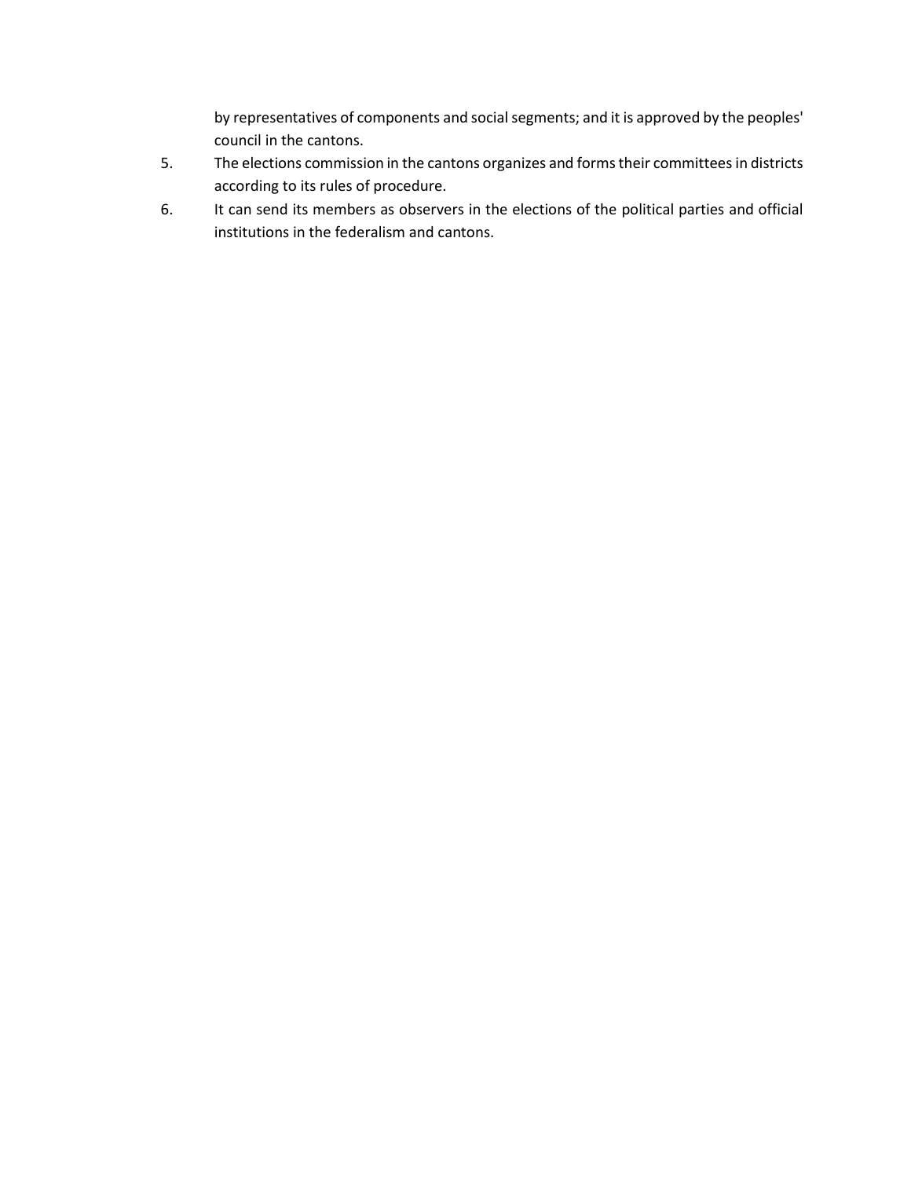by representatives of components and social segments; and it is approved by the peoples' council in the cantons.

5. The elections commission in the cantons organizes and forms their committees in districts according to its rules of procedure.
6. It can send its members as observers in the elections of the political parties and official institutions in the federalism and cantons.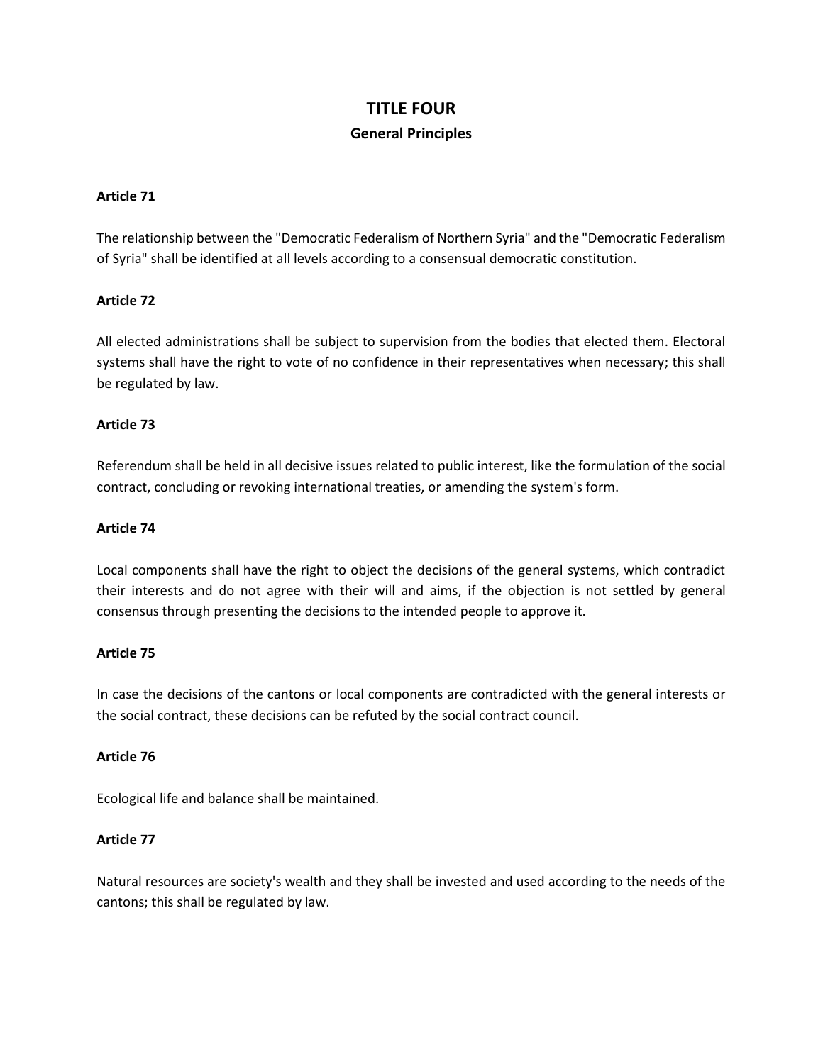# TITLE FOUR

## General Principles

**Article 71**

The relationship between the "Democratic Federalism of Northern Syria" and the "Democratic Federalism of Syria" shall be identified at all levels according to a consensual democratic constitution.

**Article 72**

All elected administrations shall be subject to supervision from the bodies that elected them. Electoral systems shall have the right to vote of no confidence in their representatives when necessary; this shall be regulated by law.

**Article 73**

Referendum shall be held in all decisive issues related to public interest, like the formulation of the social contract, concluding or revoking international treaties, or amending the system's form.

**Article 74**

Local components shall have the right to object the decisions of the general systems, which contradict their interests and do not agree with their will and aims, if the objection is not settled by general consensus through presenting the decisions to the intended people to approve it.

**Article 75**

In case the decisions of the cantons or local components are contradicted with the general interests or the social contract, these decisions can be refuted by the social contract council.

**Article 76**

Ecological life and balance shall be maintained.

**Article 77**

Natural resources are society's wealth and they shall be invested and used according to the needs of the cantons; this shall be regulated by law.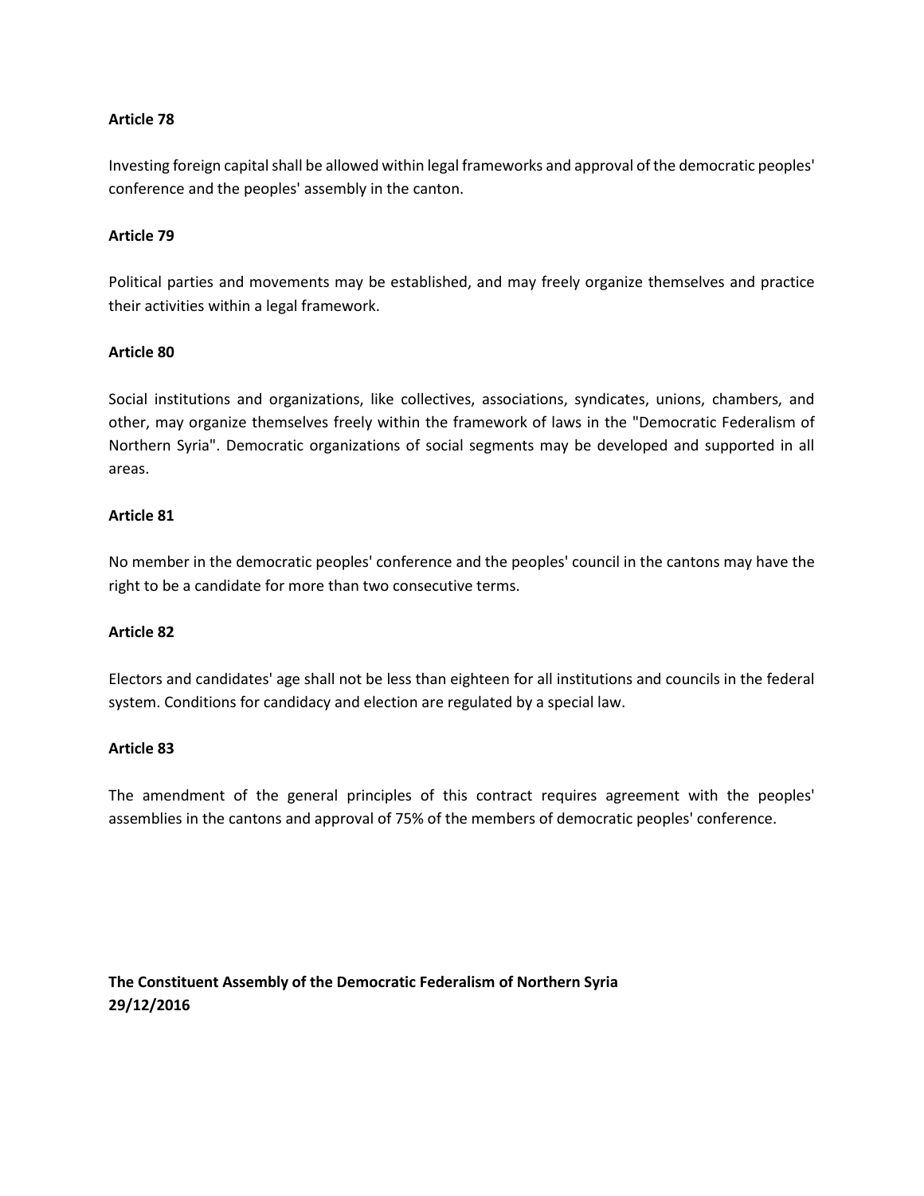**Article 78**

Investing foreign capital shall be allowed within legal frameworks and approval of the democratic peoples' conference and the peoples' assembly in the canton.

**Article 79**

Political parties and movements may be established, and may freely organize themselves and practice their activities within a legal framework.

**Article 80**

Social institutions and organizations, like collectives, associations, syndicates, unions, chambers, and other, may organize themselves freely within the framework of laws in the "Democratic Federalism of Northern Syria". Democratic organizations of social segments may be developed and supported in all areas.

**Article 81**

No member in the democratic peoples' conference and the peoples' council in the cantons may have the right to be a candidate for more than two consecutive terms.

**Article 82**

Electors and candidates' age shall not be less than eighteen for all institutions and councils in the federal system. Conditions for candidacy and election are regulated by a special law.

**Article 83**

The amendment of the general principles of this contract requires agreement with the peoples' assemblies in the cantons and approval of 75% of the members of democratic peoples' conference.

**The Constituent Assembly of the Democratic Federalism of Northern Syria**
**29/12/2016**